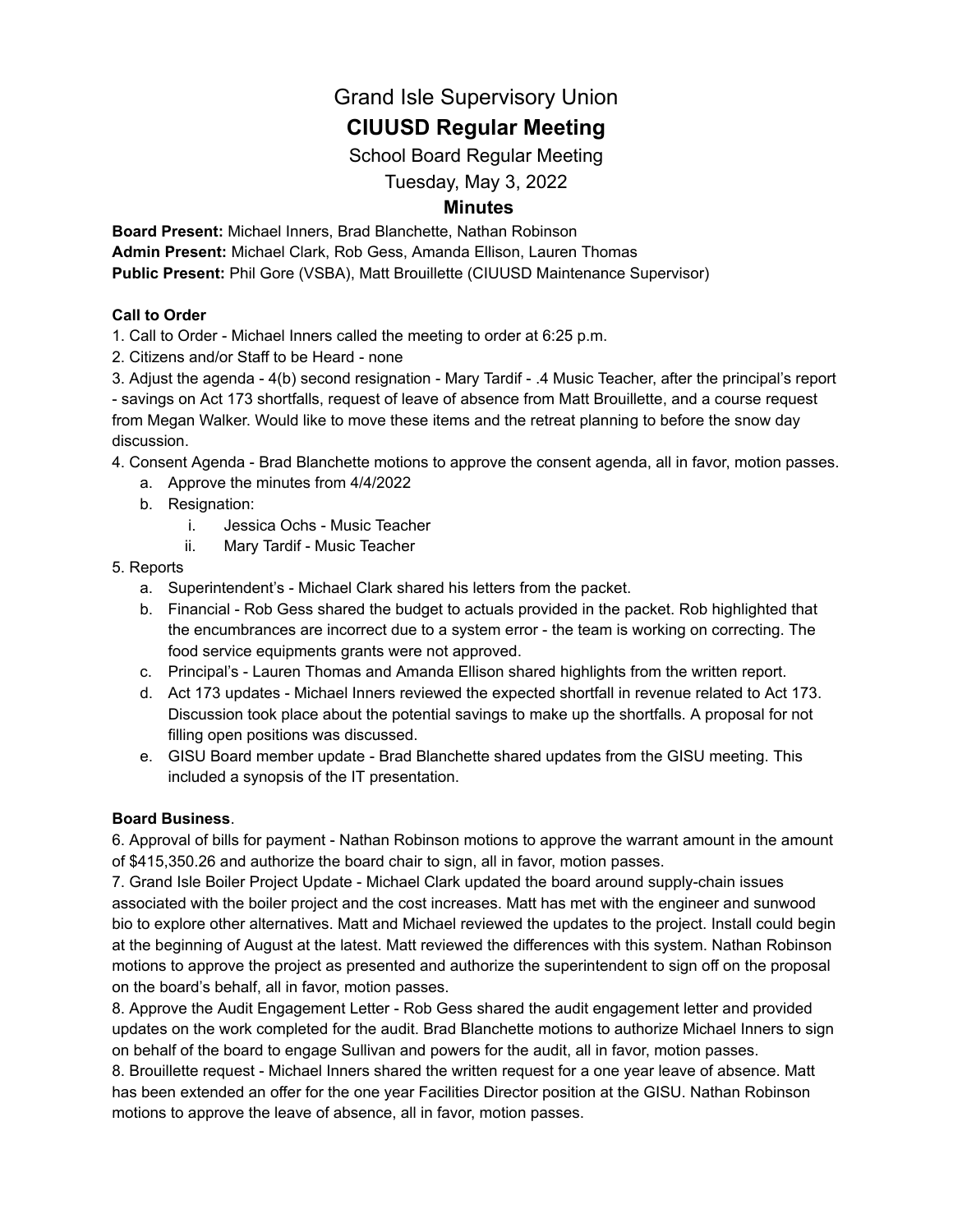# Grand Isle Supervisory Union

## CIUUSD Regular Meeting

School Board Regular Meeting

Tuesday, May 3, 2022

### Minutes

**Board Present:** Michael Inners, Brad Blanchette, Nathan Robinson
**Admin Present:** Michael Clark, Rob Gess, Amanda Ellison, Lauren Thomas
**Public Present:** Phil Gore (VSBA), Matt Brouillette (CIUUSD Maintenance Supervisor)

**Call to Order**

1. Call to Order - Michael Inners called the meeting to order at 6:25 p.m.
2. Citizens and/or Staff to be Heard - none
3. Adjust the agenda - 4(b) second resignation - Mary Tardif - .4 Music Teacher, after the principal's report - savings on Act 173 shortfalls, request of leave of absence from Matt Brouillette, and a course request from Megan Walker. Would like to move these items and the retreat planning to before the snow day discussion.
4. Consent Agenda - Brad Blanchette motions to approve the consent agenda, all in favor, motion passes.
    a. Approve the minutes from 4/4/2022
    b. Resignation:
        i. Jessica Ochs - Music Teacher
        ii. Mary Tardif - Music Teacher
5. Reports
    a. Superintendent's - Michael Clark shared his letters from the packet.
    b. Financial - Rob Gess shared the budget to actuals provided in the packet. Rob highlighted that the encumbrances are incorrect due to a system error - the team is working on correcting. The food service equipments grants were not approved.
    c. Principal's - Lauren Thomas and Amanda Ellison shared highlights from the written report.
    d. Act 173 updates - Michael Inners reviewed the expected shortfall in revenue related to Act 173. Discussion took place about the potential savings to make up the shortfalls. A proposal for not filling open positions was discussed.
    e. GISU Board member update - Brad Blanchette shared updates from the GISU meeting. This included a synopsis of the IT presentation.

**Board Business**.

6. Approval of bills for payment - Nathan Robinson motions to approve the warrant amount in the amount of $415,350.26 and authorize the board chair to sign, all in favor, motion passes.

7. Grand Isle Boiler Project Update - Michael Clark updated the board around supply-chain issues associated with the boiler project and the cost increases. Matt has met with the engineer and sunwood bio to explore other alternatives. Matt and Michael reviewed the updates to the project. Install could begin at the beginning of August at the latest. Matt reviewed the differences with this system. Nathan Robinson motions to approve the project as presented and authorize the superintendent to sign off on the proposal on the board's behalf, all in favor, motion passes.

8. Approve the Audit Engagement Letter - Rob Gess shared the audit engagement letter and provided updates on the work completed for the audit. Brad Blanchette motions to authorize Michael Inners to sign on behalf of the board to engage Sullivan and powers for the audit, all in favor, motion passes.

8. Brouillette request - Michael Inners shared the written request for a one year leave of absence. Matt has been extended an offer for the one year Facilities Director position at the GISU. Nathan Robinson motions to approve the leave of absence, all in favor, motion passes.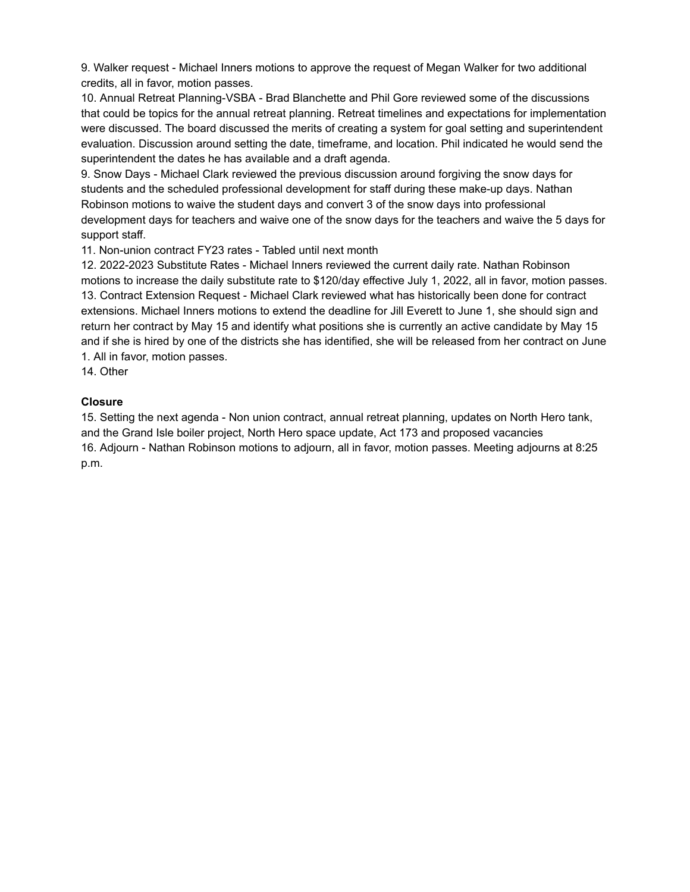9. Walker request - Michael Inners motions to approve the request of Megan Walker for two additional credits, all in favor, motion passes.
10. Annual Retreat Planning-VSBA - Brad Blanchette and Phil Gore reviewed some of the discussions that could be topics for the annual retreat planning. Retreat timelines and expectations for implementation were discussed. The board discussed the merits of creating a system for goal setting and superintendent evaluation. Discussion around setting the date, timeframe, and location. Phil indicated he would send the superintendent the dates he has available and a draft agenda.
9. Snow Days - Michael Clark reviewed the previous discussion around forgiving the snow days for students and the scheduled professional development for staff during these make-up days. Nathan Robinson motions to waive the student days and convert 3 of the snow days into professional development days for teachers and waive one of the snow days for the teachers and waive the 5 days for support staff.
11. Non-union contract FY23 rates - Tabled until next month
12. 2022-2023 Substitute Rates - Michael Inners reviewed the current daily rate. Nathan Robinson motions to increase the daily substitute rate to $120/day effective July 1, 2022, all in favor, motion passes.
13. Contract Extension Request - Michael Clark reviewed what has historically been done for contract extensions. Michael Inners motions to extend the deadline for Jill Everett to June 1, she should sign and return her contract by May 15 and identify what positions she is currently an active candidate by May 15 and if she is hired by one of the districts she has identified, she will be released from her contract on June 1. All in favor, motion passes.
14. Other

**Closure**

15. Setting the next agenda - Non union contract, annual retreat planning, updates on North Hero tank, and the Grand Isle boiler project, North Hero space update, Act 173 and proposed vacancies
16. Adjourn - Nathan Robinson motions to adjourn, all in favor, motion passes. Meeting adjourns at 8:25 p.m.